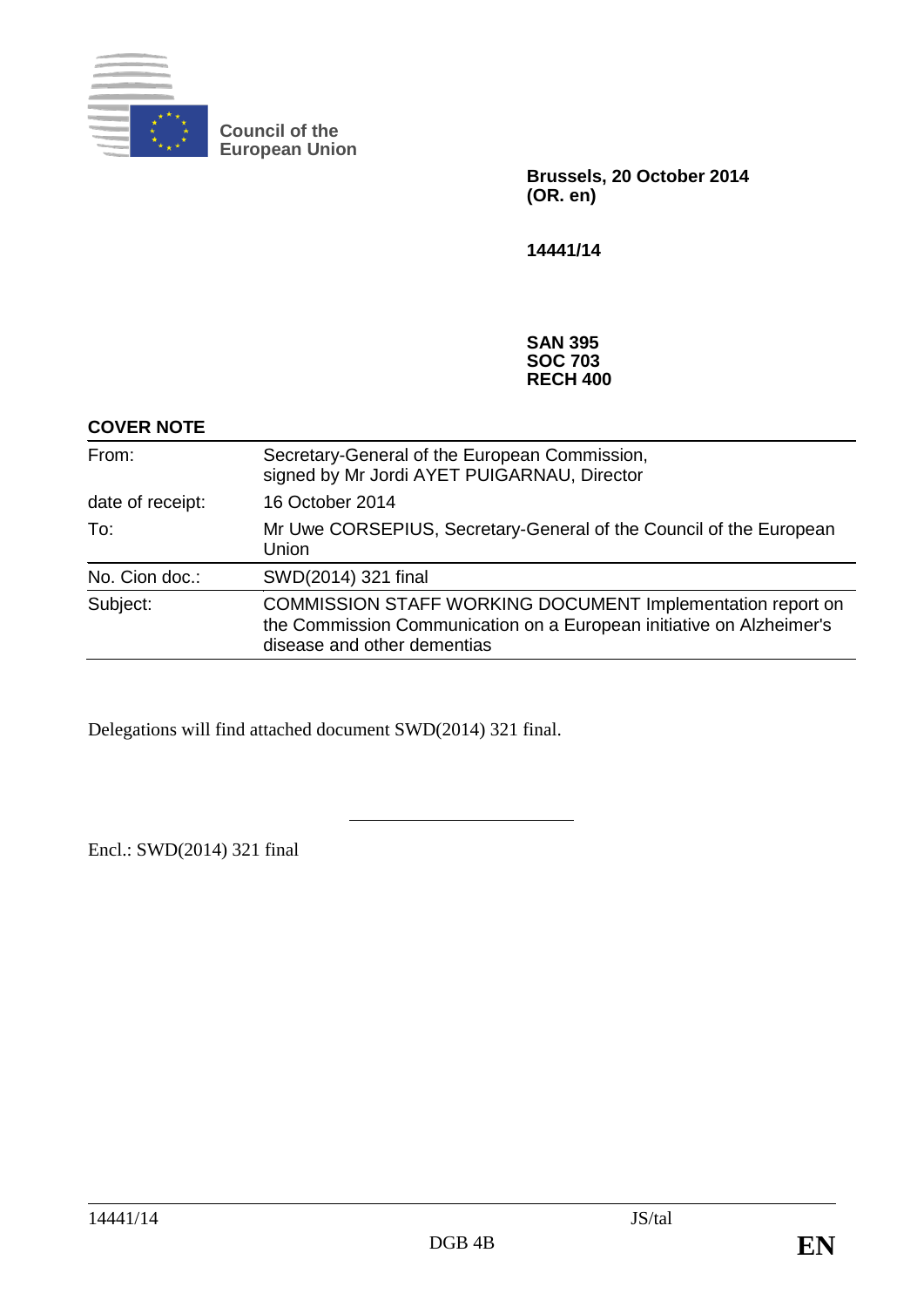Council of the European Union

**Brussels, 20 October 2014**
**(OR. en)**

**14441/14**

**SAN 395**
**SOC 703**
**RECH 400**

**COVER NOTE**

| | |
|---|---|
| From: | Secretary-General of the European Commission, signed by Mr Jordi AYET PUIGARNAU, Director |
| date of receipt: | 16 October 2014 |
| To: | Mr Uwe CORSEPIUS, Secretary-General of the Council of the European Union |
| No. Cion doc.: | SWD(2014) 321 final |
| Subject: | COMMISSION STAFF WORKING DOCUMENT Implementation report on the Commission Communication on a European initiative on Alzheimer's disease and other dementias |

Delegations will find attached document SWD(2014) 321 final.

---

Encl.: SWD(2014) 321 final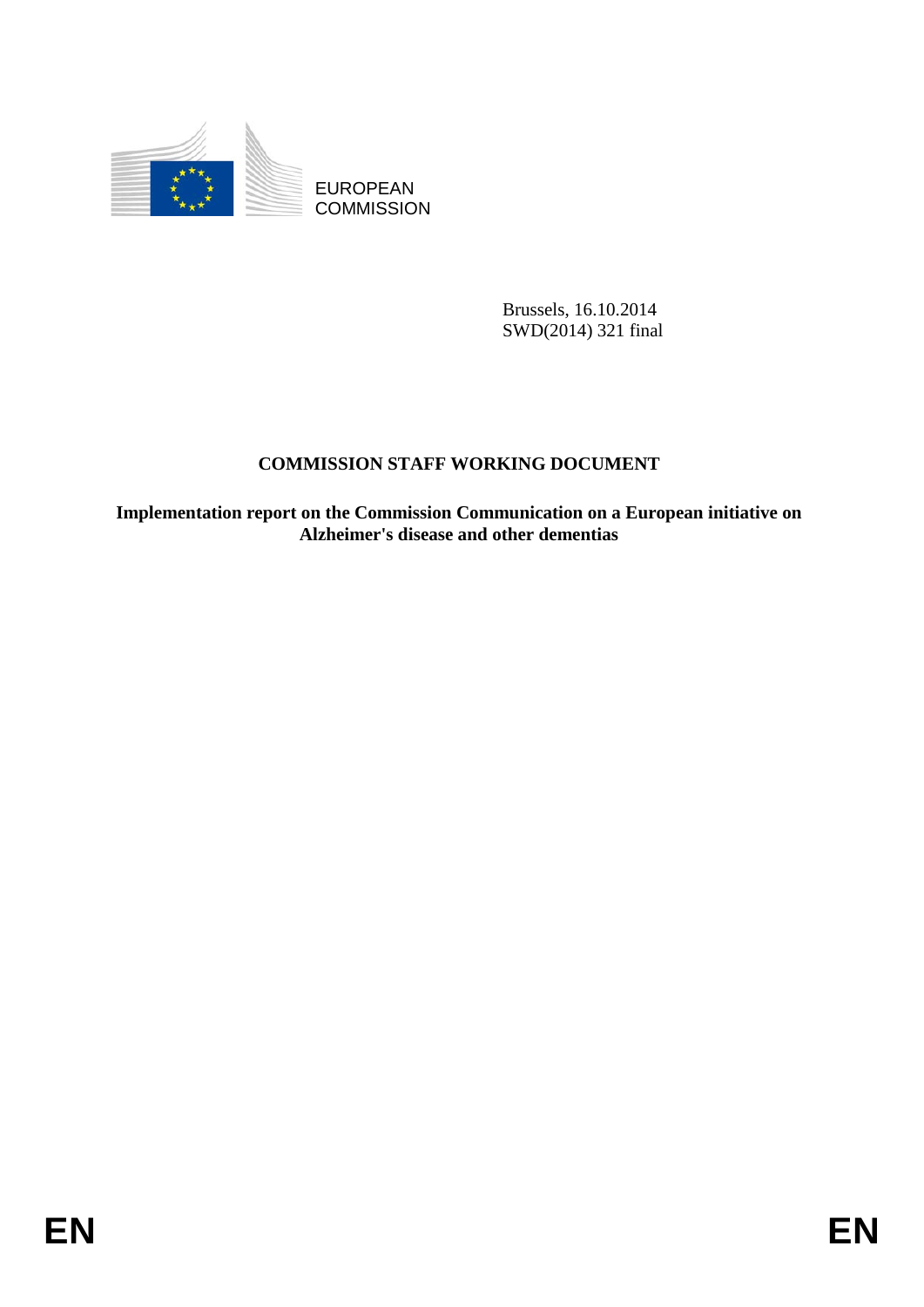EUROPEAN COMMISSION

Brussels, 16.10.2014
SWD(2014) 321 final

**COMMISSION STAFF WORKING DOCUMENT**

**Implementation report on the Commission Communication on a European initiative on Alzheimer's disease and other dementias**

EN EN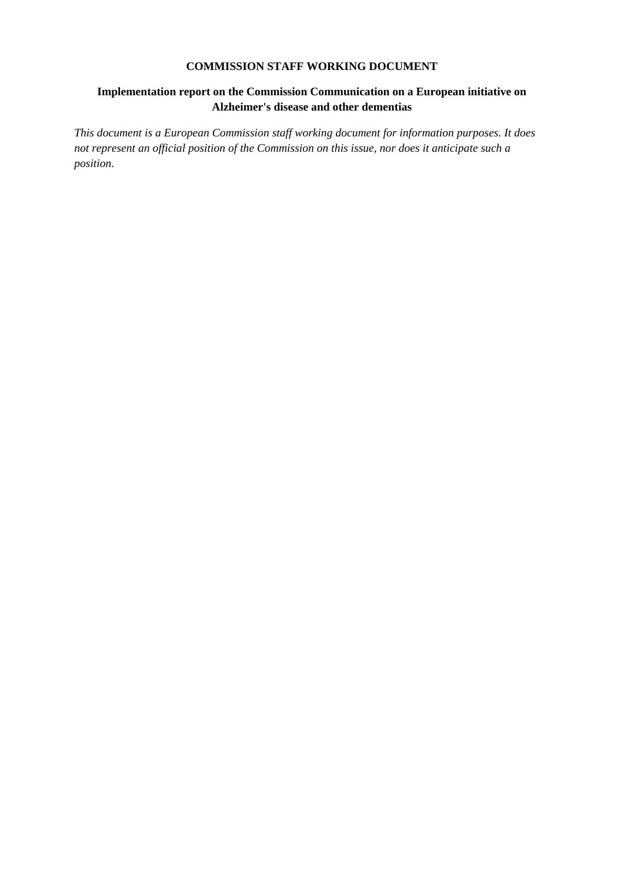**COMMISSION STAFF WORKING DOCUMENT**

**Implementation report on the Commission Communication on a European initiative on Alzheimer's disease and other dementias**

*This document is a European Commission staff working document for information purposes. It does not represent an official position of the Commission on this issue, nor does it anticipate such a position.*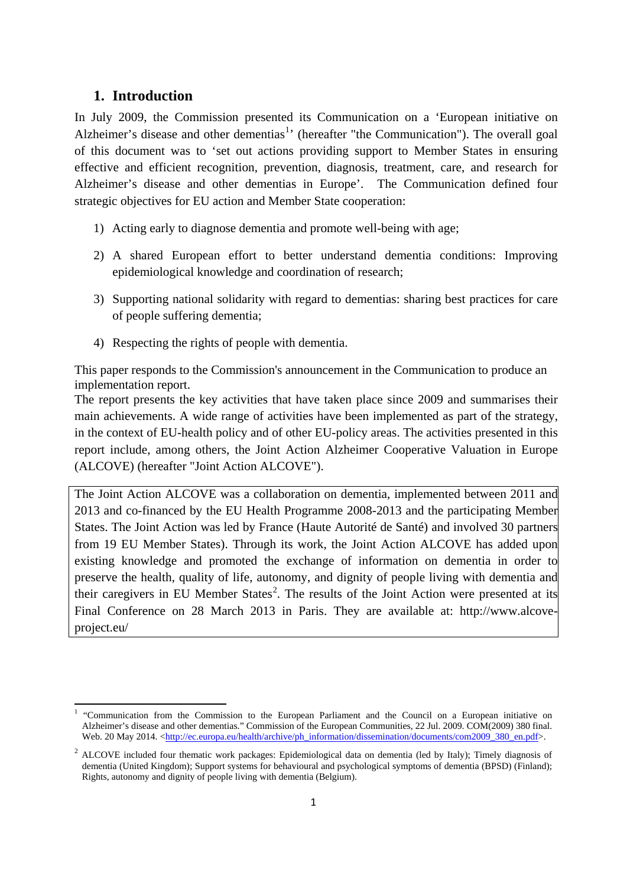## 1. Introduction

In July 2009, the Commission presented its Communication on a 'European initiative on Alzheimer's disease and other dementias[1]' (hereafter "the Communication"). The overall goal of this document was to 'set out actions providing support to Member States in ensuring effective and efficient recognition, prevention, diagnosis, treatment, care, and research for Alzheimer's disease and other dementias in Europe'. The Communication defined four strategic objectives for EU action and Member State cooperation:

1) Acting early to diagnose dementia and promote well-being with age;
2) A shared European effort to better understand dementia conditions: Improving epidemiological knowledge and coordination of research;
3) Supporting national solidarity with regard to dementias: sharing best practices for care of people suffering dementia;
4) Respecting the rights of people with dementia.

This paper responds to the Commission's announcement in the Communication to produce an implementation report.

The report presents the key activities that have taken place since 2009 and summarises their main achievements. A wide range of activities have been implemented as part of the strategy, in the context of EU-health policy and of other EU-policy areas. The activities presented in this report include, among others, the Joint Action Alzheimer Cooperative Valuation in Europe (ALCOVE) (hereafter "Joint Action ALCOVE").

The Joint Action ALCOVE was a collaboration on dementia, implemented between 2011 and 2013 and co-financed by the EU Health Programme 2008-2013 and the participating Member States. The Joint Action was led by France (Haute Autorité de Santé) and involved 30 partners from 19 EU Member States). Through its work, the Joint Action ALCOVE has added upon existing knowledge and promoted the exchange of information on dementia in order to preserve the health, quality of life, autonomy, and dignity of people living with dementia and their caregivers in EU Member States[2]. The results of the Joint Action were presented at its Final Conference on 28 March 2013 in Paris. They are available at: http://www.alcove-project.eu/

---

[1] "Communication from the Commission to the European Parliament and the Council on a European initiative on Alzheimer's disease and other dementias." Commission of the European Communities, 22 Jul. 2009. COM(2009) 380 final. Web. 20 May 2014. <http://ec.europa.eu/health/archive/ph_information/dissemination/documents/com2009_380_en.pdf>.

[2] ALCOVE included four thematic work packages: Epidemiological data on dementia (led by Italy); Timely diagnosis of dementia (United Kingdom); Support systems for behavioural and psychological symptoms of dementia (BPSD) (Finland); Rights, autonomy and dignity of people living with dementia (Belgium).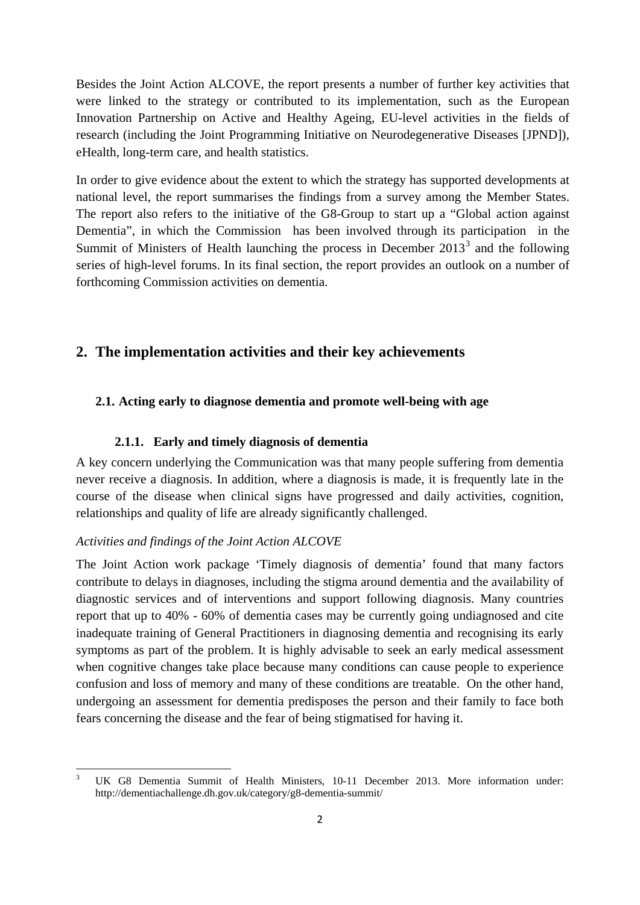Besides the Joint Action ALCOVE, the report presents a number of further key activities that were linked to the strategy or contributed to its implementation, such as the European Innovation Partnership on Active and Healthy Ageing, EU-level activities in the fields of research (including the Joint Programming Initiative on Neurodegenerative Diseases [JPND]), eHealth, long-term care, and health statistics.

In order to give evidence about the extent to which the strategy has supported developments at national level, the report summarises the findings from a survey among the Member States. The report also refers to the initiative of the G8-Group to start up a "Global action against Dementia", in which the Commission has been involved through its participation in the Summit of Ministers of Health launching the process in December 2013[3] and the following series of high-level forums. In its final section, the report provides an outlook on a number of forthcoming Commission activities on dementia.

## 2. The implementation activities and their key achievements

### 2.1. Acting early to diagnose dementia and promote well-being with age

#### 2.1.1. Early and timely diagnosis of dementia

A key concern underlying the Communication was that many people suffering from dementia never receive a diagnosis. In addition, where a diagnosis is made, it is frequently late in the course of the disease when clinical signs have progressed and daily activities, cognition, relationships and quality of life are already significantly challenged.

*Activities and findings of the Joint Action ALCOVE*

The Joint Action work package 'Timely diagnosis of dementia' found that many factors contribute to delays in diagnoses, including the stigma around dementia and the availability of diagnostic services and of interventions and support following diagnosis. Many countries report that up to 40% - 60% of dementia cases may be currently going undiagnosed and cite inadequate training of General Practitioners in diagnosing dementia and recognising its early symptoms as part of the problem. It is highly advisable to seek an early medical assessment when cognitive changes take place because many conditions can cause people to experience confusion and loss of memory and many of these conditions are treatable. On the other hand, undergoing an assessment for dementia predisposes the person and their family to face both fears concerning the disease and the fear of being stigmatised for having it.

---

[3] UK G8 Dementia Summit of Health Ministers, 10-11 December 2013. More information under: http://dementiachallenge.dh.gov.uk/category/g8-dementia-summit/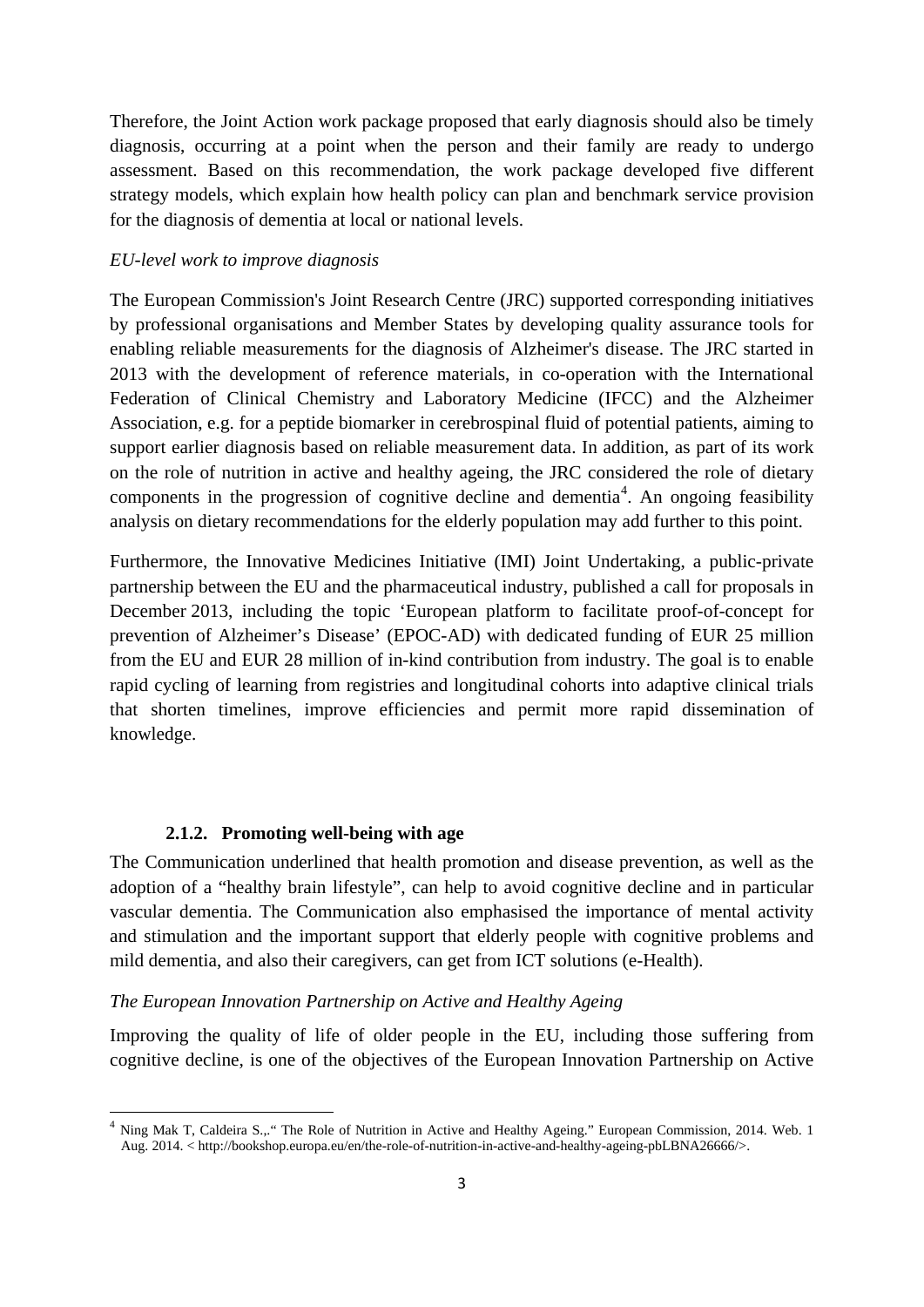Therefore, the Joint Action work package proposed that early diagnosis should also be timely diagnosis, occurring at a point when the person and their family are ready to undergo assessment. Based on this recommendation, the work package developed five different strategy models, which explain how health policy can plan and benchmark service provision for the diagnosis of dementia at local or national levels.

*EU-level work to improve diagnosis*

The European Commission's Joint Research Centre (JRC) supported corresponding initiatives by professional organisations and Member States by developing quality assurance tools for enabling reliable measurements for the diagnosis of Alzheimer's disease. The JRC started in 2013 with the development of reference materials, in co-operation with the International Federation of Clinical Chemistry and Laboratory Medicine (IFCC) and the Alzheimer Association, e.g. for a peptide biomarker in cerebrospinal fluid of potential patients, aiming to support earlier diagnosis based on reliable measurement data. In addition, as part of its work on the role of nutrition in active and healthy ageing, the JRC considered the role of dietary components in the progression of cognitive decline and dementia[4]. An ongoing feasibility analysis on dietary recommendations for the elderly population may add further to this point.

Furthermore, the Innovative Medicines Initiative (IMI) Joint Undertaking, a public-private partnership between the EU and the pharmaceutical industry, published a call for proposals in December 2013, including the topic 'European platform to facilitate proof-of-concept for prevention of Alzheimer's Disease' (EPOC-AD) with dedicated funding of EUR 25 million from the EU and EUR 28 million of in-kind contribution from industry. The goal is to enable rapid cycling of learning from registries and longitudinal cohorts into adaptive clinical trials that shorten timelines, improve efficiencies and permit more rapid dissemination of knowledge.

### 2.1.2. Promoting well-being with age

The Communication underlined that health promotion and disease prevention, as well as the adoption of a "healthy brain lifestyle", can help to avoid cognitive decline and in particular vascular dementia. The Communication also emphasised the importance of mental activity and stimulation and the important support that elderly people with cognitive problems and mild dementia, and also their caregivers, can get from ICT solutions (e-Health).

*The European Innovation Partnership on Active and Healthy Ageing*

Improving the quality of life of older people in the EU, including those suffering from cognitive decline, is one of the objectives of the European Innovation Partnership on Active

---

[4] Ning Mak T, Caldeira S.,." The Role of Nutrition in Active and Healthy Ageing." European Commission, 2014. Web. 1 Aug. 2014. < http://bookshop.europa.eu/en/the-role-of-nutrition-in-active-and-healthy-ageing-pbLBNA26666/>.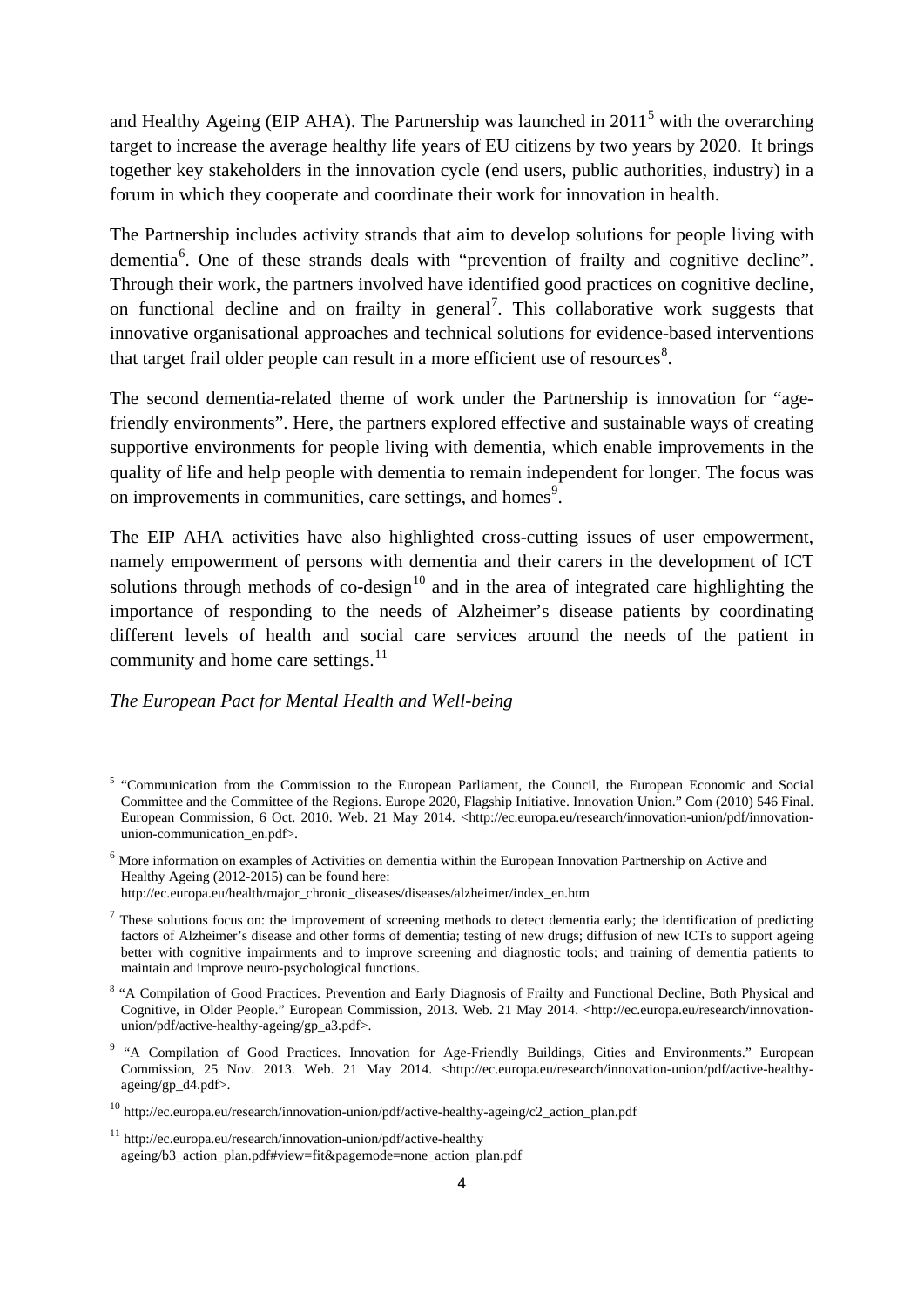and Healthy Ageing (EIP AHA). The Partnership was launched in 2011[5] with the overarching target to increase the average healthy life years of EU citizens by two years by 2020. It brings together key stakeholders in the innovation cycle (end users, public authorities, industry) in a forum in which they cooperate and coordinate their work for innovation in health.

The Partnership includes activity strands that aim to develop solutions for people living with dementia[6]. One of these strands deals with "prevention of frailty and cognitive decline". Through their work, the partners involved have identified good practices on cognitive decline, on functional decline and on frailty in general[7]. This collaborative work suggests that innovative organisational approaches and technical solutions for evidence-based interventions that target frail older people can result in a more efficient use of resources[8].

The second dementia-related theme of work under the Partnership is innovation for "age-friendly environments". Here, the partners explored effective and sustainable ways of creating supportive environments for people living with dementia, which enable improvements in the quality of life and help people with dementia to remain independent for longer. The focus was on improvements in communities, care settings, and homes[9].

The EIP AHA activities have also highlighted cross-cutting issues of user empowerment, namely empowerment of persons with dementia and their carers in the development of ICT solutions through methods of co-design[10] and in the area of integrated care highlighting the importance of responding to the needs of Alzheimer's disease patients by coordinating different levels of health and social care services around the needs of the patient in community and home care settings.[11]

*The European Pact for Mental Health and Well-being*

---

[5] "Communication from the Commission to the European Parliament, the Council, the European Economic and Social Committee and the Committee of the Regions. Europe 2020, Flagship Initiative. Innovation Union." Com (2010) 546 Final. European Commission, 6 Oct. 2010. Web. 21 May 2014. <http://ec.europa.eu/research/innovation-union/pdf/innovation-union-communication_en.pdf>.

[6] More information on examples of Activities on dementia within the European Innovation Partnership on Active and Healthy Ageing (2012-2015) can be found here: http://ec.europa.eu/health/major_chronic_diseases/diseases/alzheimer/index_en.htm

[7] These solutions focus on: the improvement of screening methods to detect dementia early; the identification of predicting factors of Alzheimer's disease and other forms of dementia; testing of new drugs; diffusion of new ICTs to support ageing better with cognitive impairments and to improve screening and diagnostic tools; and training of dementia patients to maintain and improve neuro-psychological functions.

[8] "A Compilation of Good Practices. Prevention and Early Diagnosis of Frailty and Functional Decline, Both Physical and Cognitive, in Older People." European Commission, 2013. Web. 21 May 2014. <http://ec.europa.eu/research/innovation-union/pdf/active-healthy-ageing/gp_a3.pdf>.

[9] "A Compilation of Good Practices. Innovation for Age-Friendly Buildings, Cities and Environments." European Commission, 25 Nov. 2013. Web. 21 May 2014. <http://ec.europa.eu/research/innovation-union/pdf/active-healthy-ageing/gp_d4.pdf>.

[10] http://ec.europa.eu/research/innovation-union/pdf/active-healthy-ageing/c2_action_plan.pdf

[11] http://ec.europa.eu/research/innovation-union/pdf/active-healthy ageing/b3_action_plan.pdf#view=fit&pagemode=none_action_plan.pdf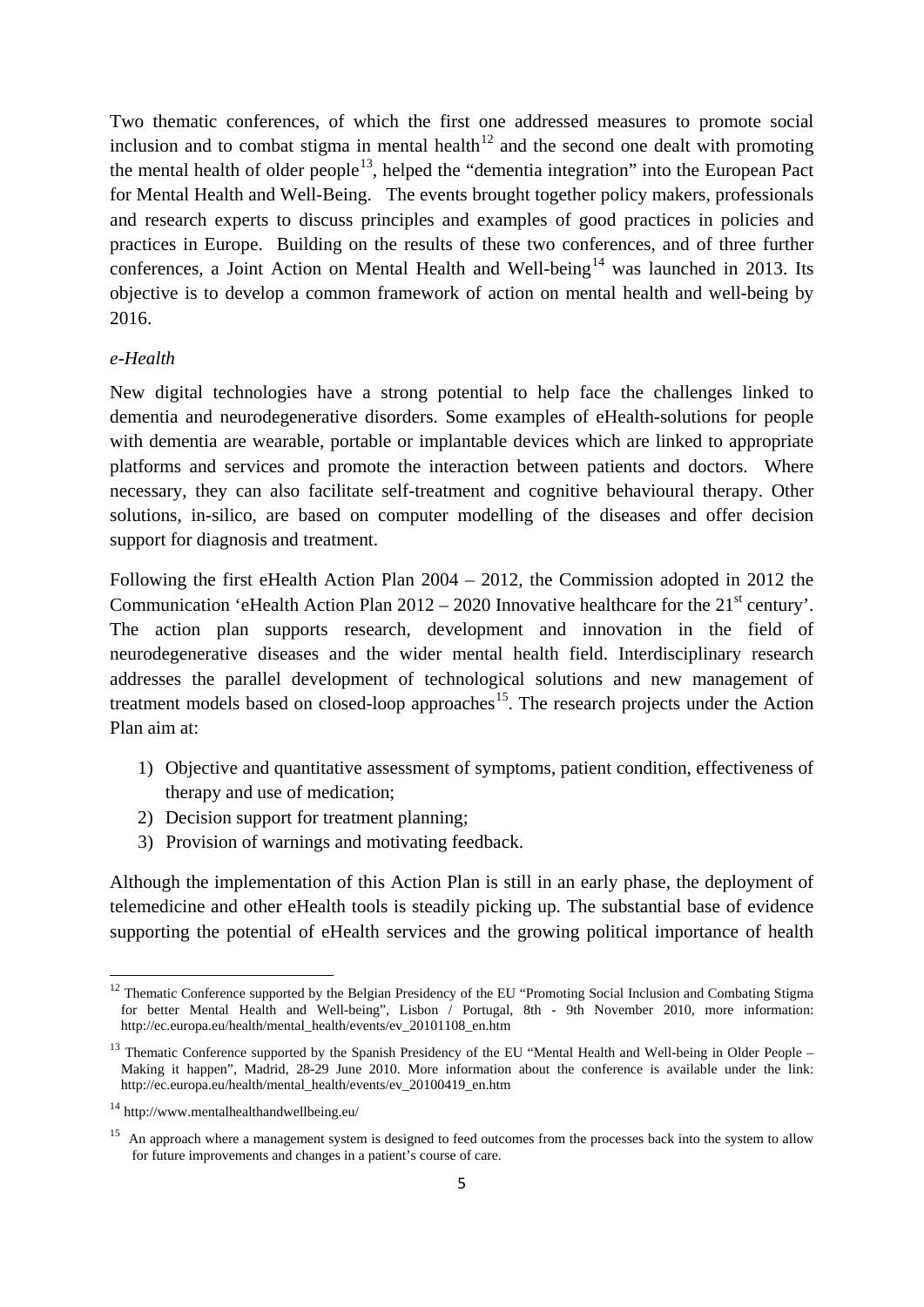Two thematic conferences, of which the first one addressed measures to promote social inclusion and to combat stigma in mental health[12] and the second one dealt with promoting the mental health of older people[13], helped the "dementia integration" into the European Pact for Mental Health and Well-Being. The events brought together policy makers, professionals and research experts to discuss principles and examples of good practices in policies and practices in Europe. Building on the results of these two conferences, and of three further conferences, a Joint Action on Mental Health and Well-being[14] was launched in 2013. Its objective is to develop a common framework of action on mental health and well-being by 2016.

*e-Health*

New digital technologies have a strong potential to help face the challenges linked to dementia and neurodegenerative disorders. Some examples of eHealth-solutions for people with dementia are wearable, portable or implantable devices which are linked to appropriate platforms and services and promote the interaction between patients and doctors. Where necessary, they can also facilitate self-treatment and cognitive behavioural therapy. Other solutions, in-silico, are based on computer modelling of the diseases and offer decision support for diagnosis and treatment.

Following the first eHealth Action Plan 2004 – 2012, the Commission adopted in 2012 the Communication 'eHealth Action Plan 2012 – 2020 Innovative healthcare for the 21st century'. The action plan supports research, development and innovation in the field of neurodegenerative diseases and the wider mental health field. Interdisciplinary research addresses the parallel development of technological solutions and new management of treatment models based on closed-loop approaches[15]. The research projects under the Action Plan aim at:

1) Objective and quantitative assessment of symptoms, patient condition, effectiveness of therapy and use of medication;
2) Decision support for treatment planning;
3) Provision of warnings and motivating feedback.

Although the implementation of this Action Plan is still in an early phase, the deployment of telemedicine and other eHealth tools is steadily picking up. The substantial base of evidence supporting the potential of eHealth services and the growing political importance of health

---

[12] Thematic Conference supported by the Belgian Presidency of the EU "Promoting Social Inclusion and Combating Stigma for better Mental Health and Well-being", Lisbon / Portugal, 8th - 9th November 2010, more information: http://ec.europa.eu/health/mental_health/events/ev_20101108_en.htm

[13] Thematic Conference supported by the Spanish Presidency of the EU "Mental Health and Well-being in Older People – Making it happen", Madrid, 28-29 June 2010. More information about the conference is available under the link: http://ec.europa.eu/health/mental_health/events/ev_20100419_en.htm

[14] http://www.mentalhealthandwellbeing.eu/

[15] An approach where a management system is designed to feed outcomes from the processes back into the system to allow for future improvements and changes in a patient's course of care.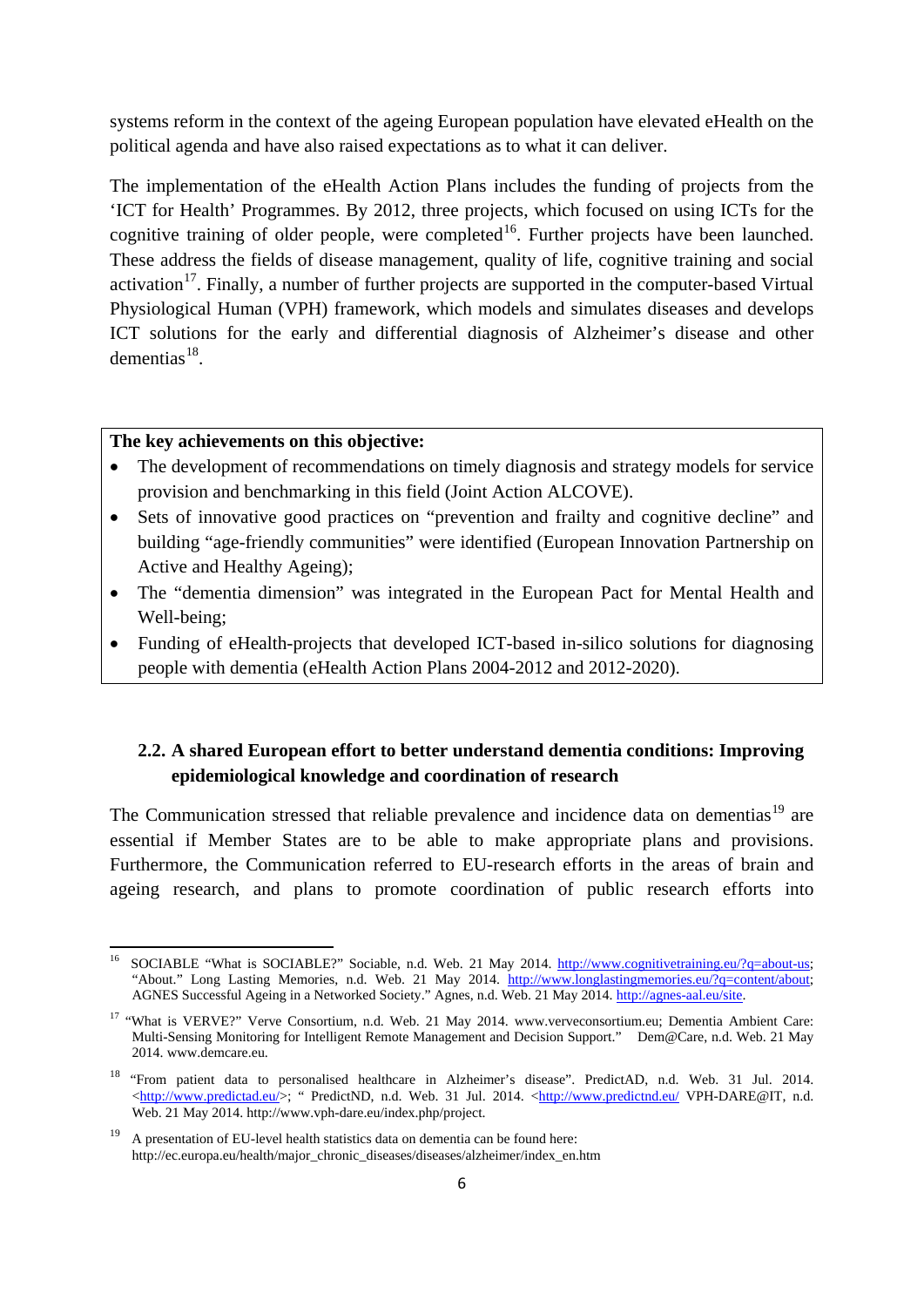systems reform in the context of the ageing European population have elevated eHealth on the political agenda and have also raised expectations as to what it can deliver.

The implementation of the eHealth Action Plans includes the funding of projects from the 'ICT for Health' Programmes. By 2012, three projects, which focused on using ICTs for the cognitive training of older people, were completed[16]. Further projects have been launched. These address the fields of disease management, quality of life, cognitive training and social activation[17]. Finally, a number of further projects are supported in the computer-based Virtual Physiological Human (VPH) framework, which models and simulates diseases and develops ICT solutions for the early and differential diagnosis of Alzheimer's disease and other dementias[18].

**The key achievements on this objective:**

- The development of recommendations on timely diagnosis and strategy models for service provision and benchmarking in this field (Joint Action ALCOVE).
- Sets of innovative good practices on "prevention and frailty and cognitive decline" and building "age-friendly communities" were identified (European Innovation Partnership on Active and Healthy Ageing);
- The "dementia dimension" was integrated in the European Pact for Mental Health and Well-being;
- Funding of eHealth-projects that developed ICT-based in-silico solutions for diagnosing people with dementia (eHealth Action Plans 2004-2012 and 2012-2020).

## 2.2. A shared European effort to better understand dementia conditions: Improving epidemiological knowledge and coordination of research

The Communication stressed that reliable prevalence and incidence data on dementias[19] are essential if Member States are to be able to make appropriate plans and provisions. Furthermore, the Communication referred to EU-research efforts in the areas of brain and ageing research, and plans to promote coordination of public research efforts into

---

[16] SOCIABLE "What is SOCIABLE?" Sociable, n.d. Web. 21 May 2014. http://www.cognitivetraining.eu/?q=about-us; "About." Long Lasting Memories, n.d. Web. 21 May 2014. http://www.longlastingmemories.eu/?q=content/about; AGNES Successful Ageing in a Networked Society." Agnes, n.d. Web. 21 May 2014. http://agnes-aal.eu/site.

[17] "What is VERVE?" Verve Consortium, n.d. Web. 21 May 2014. www.verveconsortium.eu; Dementia Ambient Care: Multi-Sensing Monitoring for Intelligent Remote Management and Decision Support." Dem@Care, n.d. Web. 21 May 2014. www.demcare.eu.

[18] "From patient data to personalised healthcare in Alzheimer's disease". PredictAD, n.d. Web. 31 Jul. 2014. <http://www.predictad.eu/>; " PredictND, n.d. Web. 31 Jul. 2014. <http://www.predictnd.eu/ VPH-DARE@IT, n.d. Web. 21 May 2014. http://www.vph-dare.eu/index.php/project.

[19] A presentation of EU-level health statistics data on dementia can be found here: http://ec.europa.eu/health/major_chronic_diseases/diseases/alzheimer/index_en.htm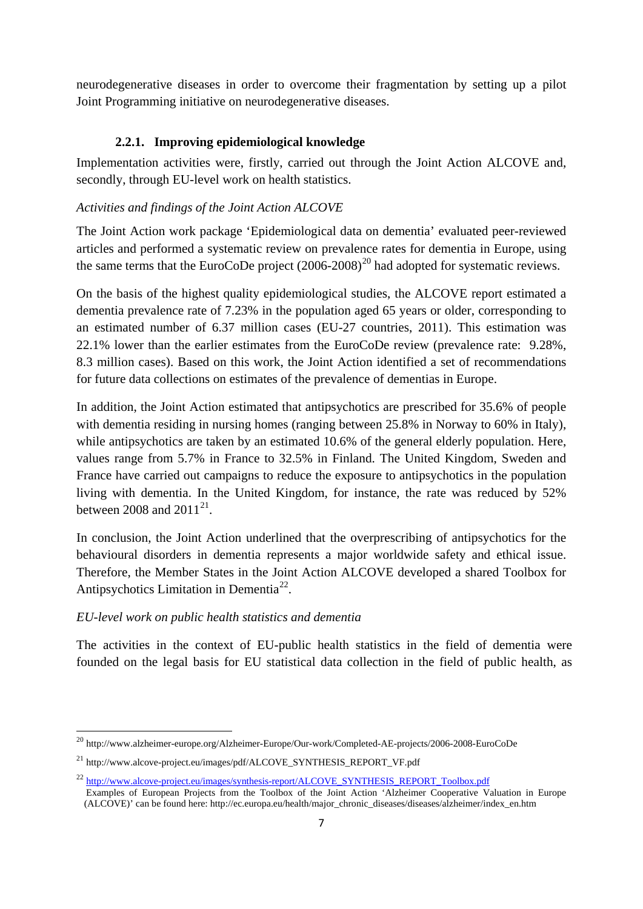neurodegenerative diseases in order to overcome their fragmentation by setting up a pilot Joint Programming initiative on neurodegenerative diseases.

### 2.2.1. Improving epidemiological knowledge

Implementation activities were, firstly, carried out through the Joint Action ALCOVE and, secondly, through EU-level work on health statistics.

*Activities and findings of the Joint Action ALCOVE*

The Joint Action work package 'Epidemiological data on dementia' evaluated peer-reviewed articles and performed a systematic review on prevalence rates for dementia in Europe, using the same terms that the EuroCoDe project (2006-2008)[20] had adopted for systematic reviews.

On the basis of the highest quality epidemiological studies, the ALCOVE report estimated a dementia prevalence rate of 7.23% in the population aged 65 years or older, corresponding to an estimated number of 6.37 million cases (EU-27 countries, 2011). This estimation was 22.1% lower than the earlier estimates from the EuroCoDe review (prevalence rate: 9.28%, 8.3 million cases). Based on this work, the Joint Action identified a set of recommendations for future data collections on estimates of the prevalence of dementias in Europe.

In addition, the Joint Action estimated that antipsychotics are prescribed for 35.6% of people with dementia residing in nursing homes (ranging between 25.8% in Norway to 60% in Italy), while antipsychotics are taken by an estimated 10.6% of the general elderly population. Here, values range from 5.7% in France to 32.5% in Finland. The United Kingdom, Sweden and France have carried out campaigns to reduce the exposure to antipsychotics in the population living with dementia. In the United Kingdom, for instance, the rate was reduced by 52% between 2008 and 2011[21].

In conclusion, the Joint Action underlined that the overprescribing of antipsychotics for the behavioural disorders in dementia represents a major worldwide safety and ethical issue. Therefore, the Member States in the Joint Action ALCOVE developed a shared Toolbox for Antipsychotics Limitation in Dementia[22].

*EU-level work on public health statistics and dementia*

The activities in the context of EU-public health statistics in the field of dementia were founded on the legal basis for EU statistical data collection in the field of public health, as

---

[20] http://www.alzheimer-europe.org/Alzheimer-Europe/Our-work/Completed-AE-projects/2006-2008-EuroCoDe

[21] http://www.alcove-project.eu/images/pdf/ALCOVE_SYNTHESIS_REPORT_VF.pdf

[22] http://www.alcove-project.eu/images/synthesis-report/ALCOVE_SYNTHESIS_REPORT_Toolbox.pdf
Examples of European Projects from the Toolbox of the Joint Action 'Alzheimer Cooperative Valuation in Europe (ALCOVE)' can be found here: http://ec.europa.eu/health/major_chronic_diseases/diseases/alzheimer/index_en.htm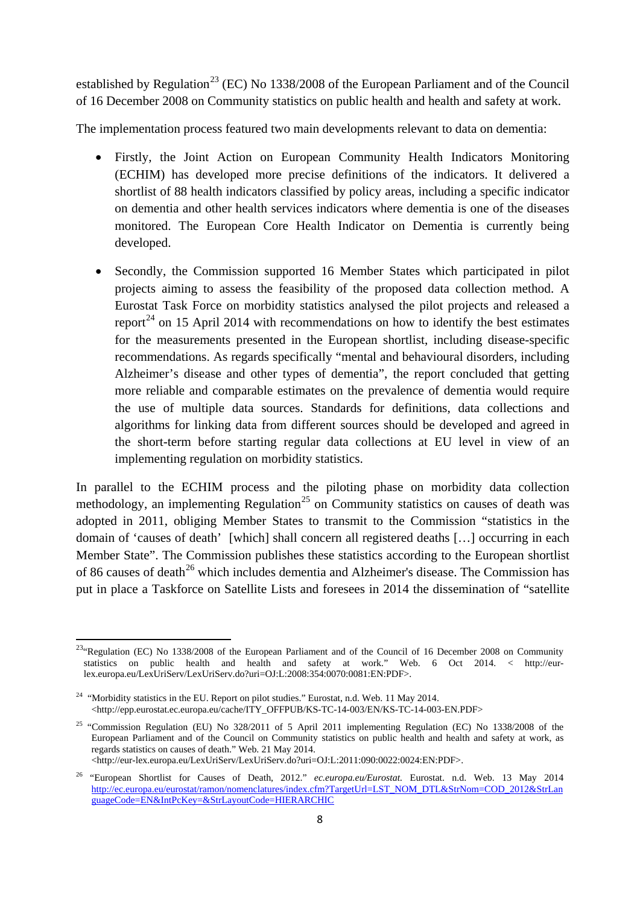established by Regulation[23] (EC) No 1338/2008 of the European Parliament and of the Council of 16 December 2008 on Community statistics on public health and health and safety at work.

The implementation process featured two main developments relevant to data on dementia:

- Firstly, the Joint Action on European Community Health Indicators Monitoring (ECHIM) has developed more precise definitions of the indicators. It delivered a shortlist of 88 health indicators classified by policy areas, including a specific indicator on dementia and other health services indicators where dementia is one of the diseases monitored. The European Core Health Indicator on Dementia is currently being developed.

- Secondly, the Commission supported 16 Member States which participated in pilot projects aiming to assess the feasibility of the proposed data collection method. A Eurostat Task Force on morbidity statistics analysed the pilot projects and released a report[24] on 15 April 2014 with recommendations on how to identify the best estimates for the measurements presented in the European shortlist, including disease-specific recommendations. As regards specifically "mental and behavioural disorders, including Alzheimer's disease and other types of dementia", the report concluded that getting more reliable and comparable estimates on the prevalence of dementia would require the use of multiple data sources. Standards for definitions, data collections and algorithms for linking data from different sources should be developed and agreed in the short-term before starting regular data collections at EU level in view of an implementing regulation on morbidity statistics.

In parallel to the ECHIM process and the piloting phase on morbidity data collection methodology, an implementing Regulation[25] on Community statistics on causes of death was adopted in 2011, obliging Member States to transmit to the Commission "statistics in the domain of 'causes of death' [which] shall concern all registered deaths […] occurring in each Member State". The Commission publishes these statistics according to the European shortlist of 86 causes of death[26] which includes dementia and Alzheimer's disease. The Commission has put in place a Taskforce on Satellite Lists and foresees in 2014 the dissemination of "satellite

---

[23] "Regulation (EC) No 1338/2008 of the European Parliament and of the Council of 16 December 2008 on Community statistics on public health and health and safety at work." Web. 6 Oct 2014. < http://eur-lex.europa.eu/LexUriServ/LexUriServ.do?uri=OJ:L:2008:354:0070:0081:EN:PDF>.

[24] "Morbidity statistics in the EU. Report on pilot studies." Eurostat, n.d. Web. 11 May 2014. <http://epp.eurostat.ec.europa.eu/cache/ITY_OFFPUB/KS-TC-14-003/EN/KS-TC-14-003-EN.PDF>

[25] "Commission Regulation (EU) No 328/2011 of 5 April 2011 implementing Regulation (EC) No 1338/2008 of the European Parliament and of the Council on Community statistics on public health and health and safety at work, as regards statistics on causes of death." Web. 21 May 2014. <http://eur-lex.europa.eu/LexUriServ/LexUriServ.do?uri=OJ:L:2011:090:0022:0024:EN:PDF>.

[26] "European Shortlist for Causes of Death, 2012." *ec.europa.eu/Eurostat.* Eurostat. n.d. Web. 13 May 2014 http://ec.europa.eu/eurostat/ramon/nomenclatures/index.cfm?TargetUrl=LST_NOM_DTL&StrNom=COD_2012&StrLanguageCode=EN&IntPcKey=&StrLayoutCode=HIERARCHIC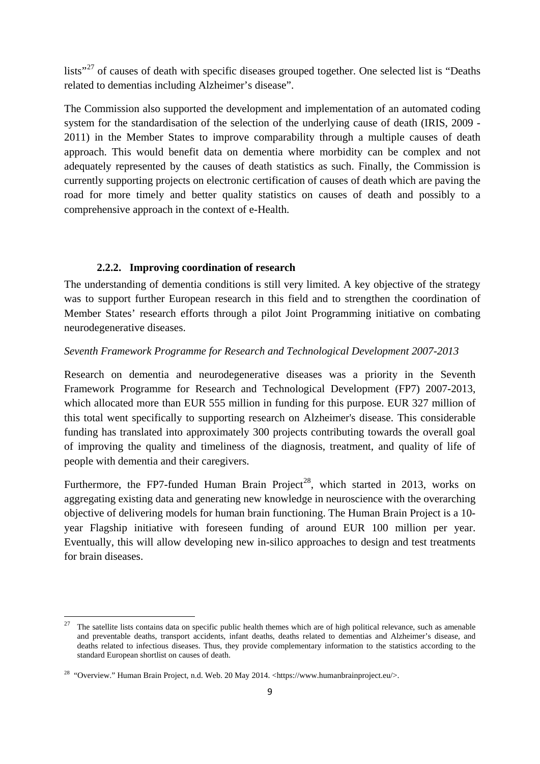lists"[27] of causes of death with specific diseases grouped together. One selected list is "Deaths related to dementias including Alzheimer's disease".

The Commission also supported the development and implementation of an automated coding system for the standardisation of the selection of the underlying cause of death (IRIS, 2009 - 2011) in the Member States to improve comparability through a multiple causes of death approach. This would benefit data on dementia where morbidity can be complex and not adequately represented by the causes of death statistics as such. Finally, the Commission is currently supporting projects on electronic certification of causes of death which are paving the road for more timely and better quality statistics on causes of death and possibly to a comprehensive approach in the context of e-Health.

#### 2.2.2. Improving coordination of research

The understanding of dementia conditions is still very limited. A key objective of the strategy was to support further European research in this field and to strengthen the coordination of Member States' research efforts through a pilot Joint Programming initiative on combating neurodegenerative diseases.

*Seventh Framework Programme for Research and Technological Development 2007-2013*

Research on dementia and neurodegenerative diseases was a priority in the Seventh Framework Programme for Research and Technological Development (FP7) 2007-2013, which allocated more than EUR 555 million in funding for this purpose. EUR 327 million of this total went specifically to supporting research on Alzheimer's disease. This considerable funding has translated into approximately 300 projects contributing towards the overall goal of improving the quality and timeliness of the diagnosis, treatment, and quality of life of people with dementia and their caregivers.

Furthermore, the FP7-funded Human Brain Project[28], which started in 2013, works on aggregating existing data and generating new knowledge in neuroscience with the overarching objective of delivering models for human brain functioning. The Human Brain Project is a 10-year Flagship initiative with foreseen funding of around EUR 100 million per year. Eventually, this will allow developing new in-silico approaches to design and test treatments for brain diseases.

---

[27] The satellite lists contains data on specific public health themes which are of high political relevance, such as amenable and preventable deaths, transport accidents, infant deaths, deaths related to dementias and Alzheimer's disease, and deaths related to infectious diseases. Thus, they provide complementary information to the statistics according to the standard European shortlist on causes of death.

[28] "Overview." Human Brain Project, n.d. Web. 20 May 2014. <https://www.humanbrainproject.eu/>.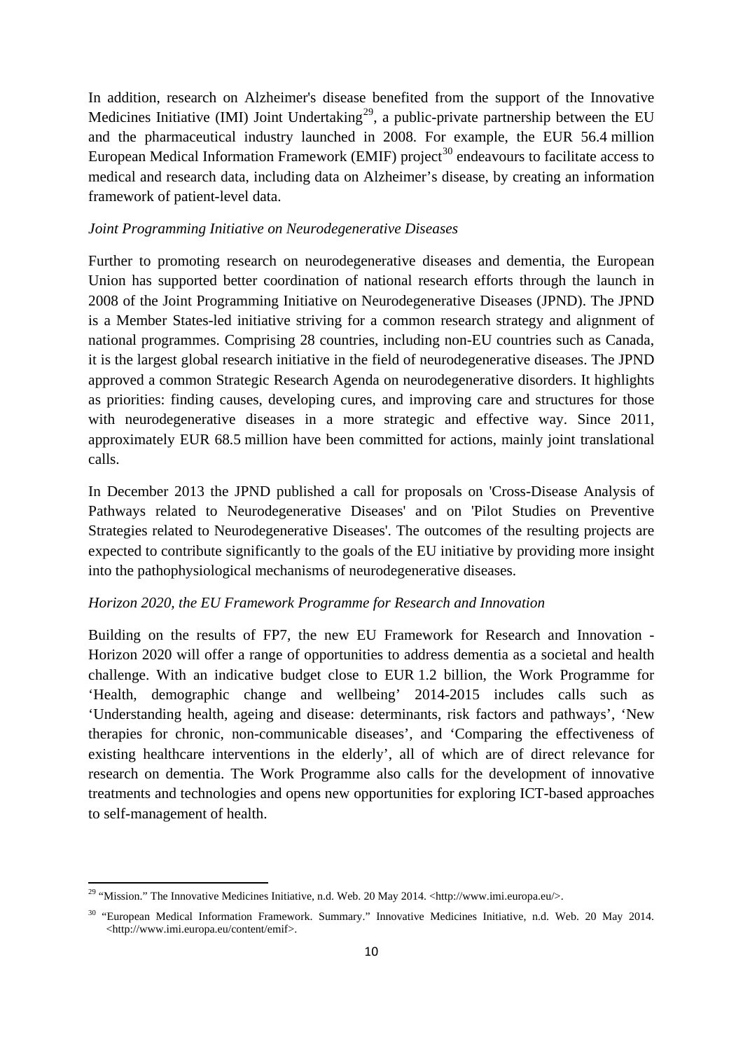In addition, research on Alzheimer's disease benefited from the support of the Innovative Medicines Initiative (IMI) Joint Undertaking[29], a public-private partnership between the EU and the pharmaceutical industry launched in 2008. For example, the EUR 56.4 million European Medical Information Framework (EMIF) project[30] endeavours to facilitate access to medical and research data, including data on Alzheimer's disease, by creating an information framework of patient-level data.

*Joint Programming Initiative on Neurodegenerative Diseases*

Further to promoting research on neurodegenerative diseases and dementia, the European Union has supported better coordination of national research efforts through the launch in 2008 of the Joint Programming Initiative on Neurodegenerative Diseases (JPND). The JPND is a Member States-led initiative striving for a common research strategy and alignment of national programmes. Comprising 28 countries, including non-EU countries such as Canada, it is the largest global research initiative in the field of neurodegenerative diseases. The JPND approved a common Strategic Research Agenda on neurodegenerative disorders. It highlights as priorities: finding causes, developing cures, and improving care and structures for those with neurodegenerative diseases in a more strategic and effective way. Since 2011, approximately EUR 68.5 million have been committed for actions, mainly joint translational calls.

In December 2013 the JPND published a call for proposals on 'Cross-Disease Analysis of Pathways related to Neurodegenerative Diseases' and on 'Pilot Studies on Preventive Strategies related to Neurodegenerative Diseases'. The outcomes of the resulting projects are expected to contribute significantly to the goals of the EU initiative by providing more insight into the pathophysiological mechanisms of neurodegenerative diseases.

*Horizon 2020, the EU Framework Programme for Research and Innovation*

Building on the results of FP7, the new EU Framework for Research and Innovation - Horizon 2020 will offer a range of opportunities to address dementia as a societal and health challenge. With an indicative budget close to EUR 1.2 billion, the Work Programme for 'Health, demographic change and wellbeing' 2014-2015 includes calls such as 'Understanding health, ageing and disease: determinants, risk factors and pathways', 'New therapies for chronic, non-communicable diseases', and 'Comparing the effectiveness of existing healthcare interventions in the elderly', all of which are of direct relevance for research on dementia. The Work Programme also calls for the development of innovative treatments and technologies and opens new opportunities for exploring ICT-based approaches to self-management of health.

---

[29] "Mission." The Innovative Medicines Initiative, n.d. Web. 20 May 2014. <http://www.imi.europa.eu/>.

[30] "European Medical Information Framework. Summary." Innovative Medicines Initiative, n.d. Web. 20 May 2014. <http://www.imi.europa.eu/content/emif>.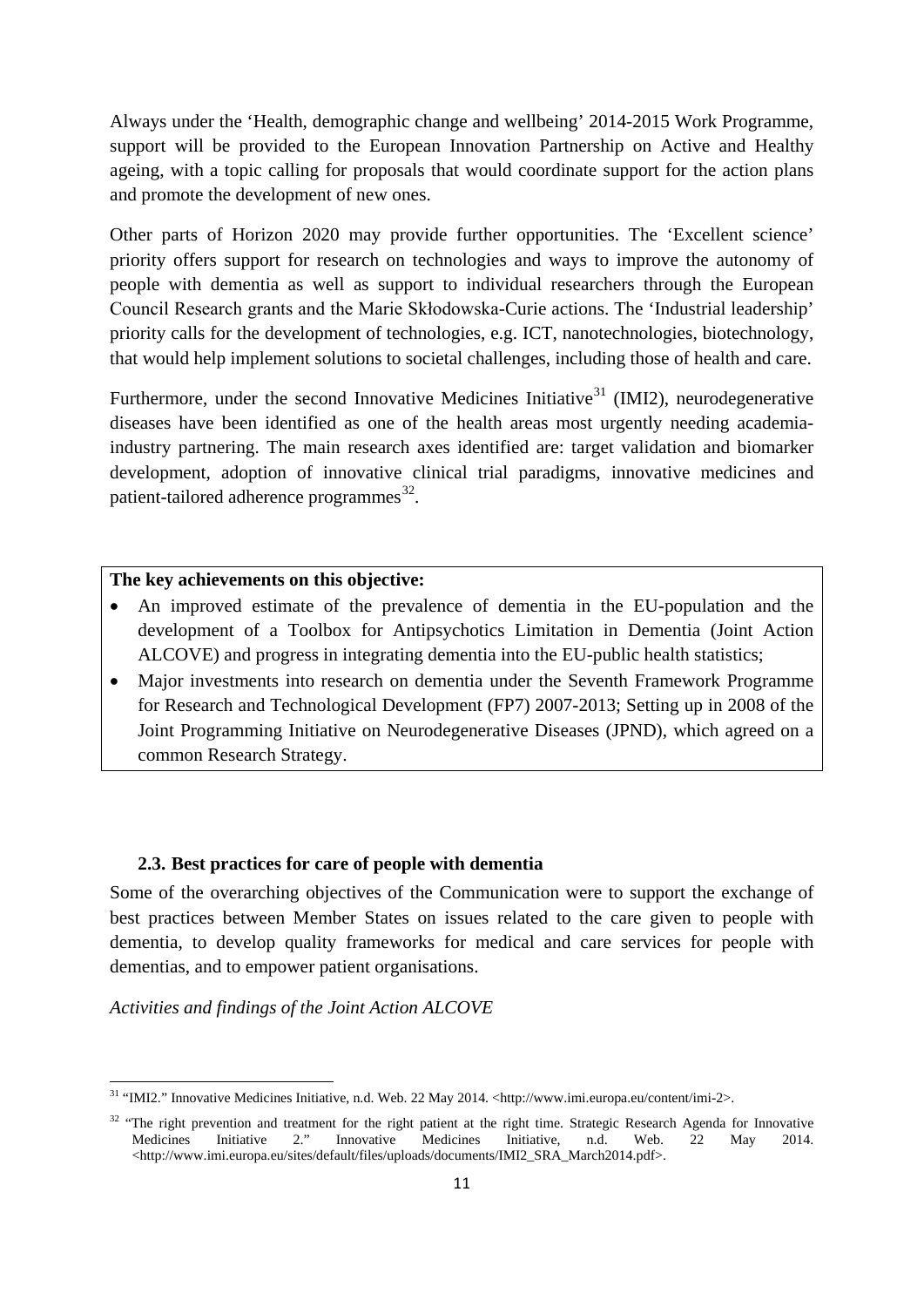Always under the 'Health, demographic change and wellbeing' 2014-2015 Work Programme, support will be provided to the European Innovation Partnership on Active and Healthy ageing, with a topic calling for proposals that would coordinate support for the action plans and promote the development of new ones.

Other parts of Horizon 2020 may provide further opportunities. The 'Excellent science' priority offers support for research on technologies and ways to improve the autonomy of people with dementia as well as support to individual researchers through the European Council Research grants and the Marie Skłodowska-Curie actions. The 'Industrial leadership' priority calls for the development of technologies, e.g. ICT, nanotechnologies, biotechnology, that would help implement solutions to societal challenges, including those of health and care.

Furthermore, under the second Innovative Medicines Initiative[31] (IMI2), neurodegenerative diseases have been identified as one of the health areas most urgently needing academia-industry partnering. The main research axes identified are: target validation and biomarker development, adoption of innovative clinical trial paradigms, innovative medicines and patient-tailored adherence programmes[32].

**The key achievements on this objective:**

- An improved estimate of the prevalence of dementia in the EU-population and the development of a Toolbox for Antipsychotics Limitation in Dementia (Joint Action ALCOVE) and progress in integrating dementia into the EU-public health statistics;
- Major investments into research on dementia under the Seventh Framework Programme for Research and Technological Development (FP7) 2007-2013; Setting up in 2008 of the Joint Programming Initiative on Neurodegenerative Diseases (JPND), which agreed on a common Research Strategy.

### 2.3. Best practices for care of people with dementia

Some of the overarching objectives of the Communication were to support the exchange of best practices between Member States on issues related to the care given to people with dementia, to develop quality frameworks for medical and care services for people with dementias, and to empower patient organisations.

*Activities and findings of the Joint Action ALCOVE*

[31] "IMI2." Innovative Medicines Initiative, n.d. Web. 22 May 2014. <http://www.imi.europa.eu/content/imi-2>.

[32] "The right prevention and treatment for the right patient at the right time. Strategic Research Agenda for Innovative Medicines Initiative 2." Innovative Medicines Initiative, n.d. Web. 22 May 2014. <http://www.imi.europa.eu/sites/default/files/uploads/documents/IMI2_SRA_March2014.pdf>.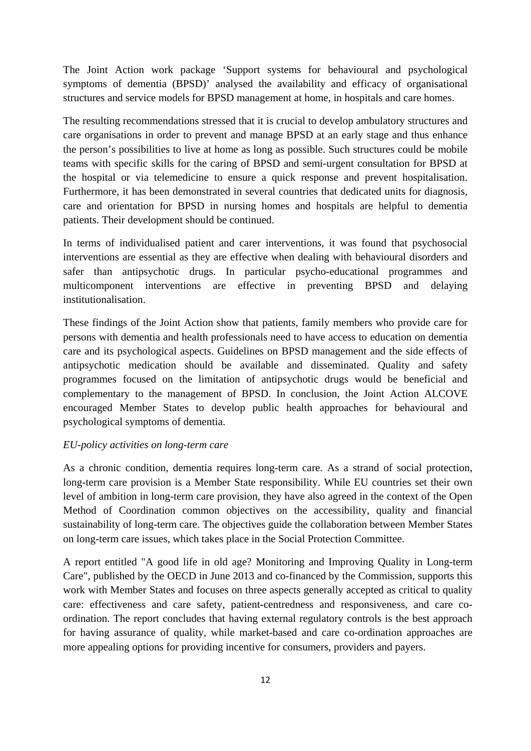The Joint Action work package 'Support systems for behavioural and psychological symptoms of dementia (BPSD)' analysed the availability and efficacy of organisational structures and service models for BPSD management at home, in hospitals and care homes.

The resulting recommendations stressed that it is crucial to develop ambulatory structures and care organisations in order to prevent and manage BPSD at an early stage and thus enhance the person's possibilities to live at home as long as possible. Such structures could be mobile teams with specific skills for the caring of BPSD and semi-urgent consultation for BPSD at the hospital or via telemedicine to ensure a quick response and prevent hospitalisation. Furthermore, it has been demonstrated in several countries that dedicated units for diagnosis, care and orientation for BPSD in nursing homes and hospitals are helpful to dementia patients. Their development should be continued.

In terms of individualised patient and carer interventions, it was found that psychosocial interventions are essential as they are effective when dealing with behavioural disorders and safer than antipsychotic drugs. In particular psycho-educational programmes and multicomponent interventions are effective in preventing BPSD and delaying institutionalisation.

These findings of the Joint Action show that patients, family members who provide care for persons with dementia and health professionals need to have access to education on dementia care and its psychological aspects. Guidelines on BPSD management and the side effects of antipsychotic medication should be available and disseminated. Quality and safety programmes focused on the limitation of antipsychotic drugs would be beneficial and complementary to the management of BPSD. In conclusion, the Joint Action ALCOVE encouraged Member States to develop public health approaches for behavioural and psychological symptoms of dementia.

*EU-policy activities on long-term care*

As a chronic condition, dementia requires long-term care. As a strand of social protection, long-term care provision is a Member State responsibility. While EU countries set their own level of ambition in long-term care provision, they have also agreed in the context of the Open Method of Coordination common objectives on the accessibility, quality and financial sustainability of long-term care. The objectives guide the collaboration between Member States on long-term care issues, which takes place in the Social Protection Committee.

A report entitled "A good life in old age? Monitoring and Improving Quality in Long-term Care", published by the OECD in June 2013 and co-financed by the Commission, supports this work with Member States and focuses on three aspects generally accepted as critical to quality care: effectiveness and care safety, patient-centredness and responsiveness, and care co-ordination. The report concludes that having external regulatory controls is the best approach for having assurance of quality, while market-based and care co-ordination approaches are more appealing options for providing incentive for consumers, providers and payers.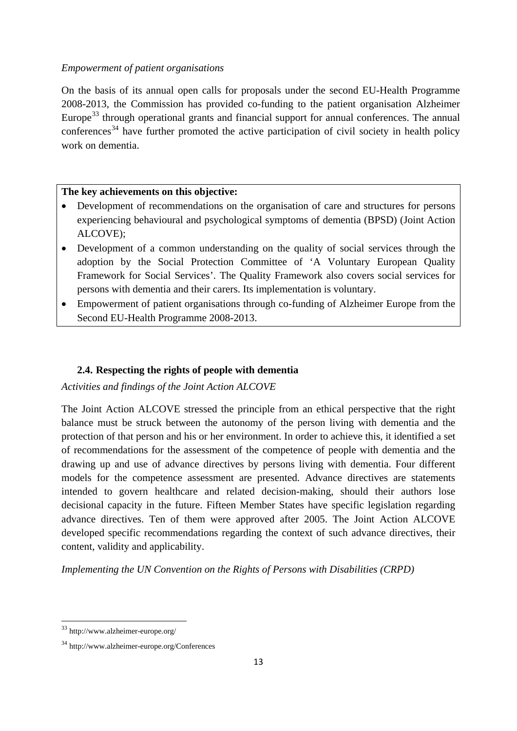*Empowerment of patient organisations*

On the basis of its annual open calls for proposals under the second EU-Health Programme 2008-2013, the Commission has provided co-funding to the patient organisation Alzheimer Europe[33] through operational grants and financial support for annual conferences. The annual conferences[34] have further promoted the active participation of civil society in health policy work on dementia.

**The key achievements on this objective:**

- Development of recommendations on the organisation of care and structures for persons experiencing behavioural and psychological symptoms of dementia (BPSD) (Joint Action ALCOVE);
- Development of a common understanding on the quality of social services through the adoption by the Social Protection Committee of 'A Voluntary European Quality Framework for Social Services'. The Quality Framework also covers social services for persons with dementia and their carers. Its implementation is voluntary.
- Empowerment of patient organisations through co-funding of Alzheimer Europe from the Second EU-Health Programme 2008-2013.

### 2.4. Respecting the rights of people with dementia

*Activities and findings of the Joint Action ALCOVE*

The Joint Action ALCOVE stressed the principle from an ethical perspective that the right balance must be struck between the autonomy of the person living with dementia and the protection of that person and his or her environment. In order to achieve this, it identified a set of recommendations for the assessment of the competence of people with dementia and the drawing up and use of advance directives by persons living with dementia. Four different models for the competence assessment are presented. Advance directives are statements intended to govern healthcare and related decision-making, should their authors lose decisional capacity in the future. Fifteen Member States have specific legislation regarding advance directives. Ten of them were approved after 2005. The Joint Action ALCOVE developed specific recommendations regarding the context of such advance directives, their content, validity and applicability.

*Implementing the UN Convention on the Rights of Persons with Disabilities (CRPD)*

---

[33] http://www.alzheimer-europe.org/

[34] http://www.alzheimer-europe.org/Conferences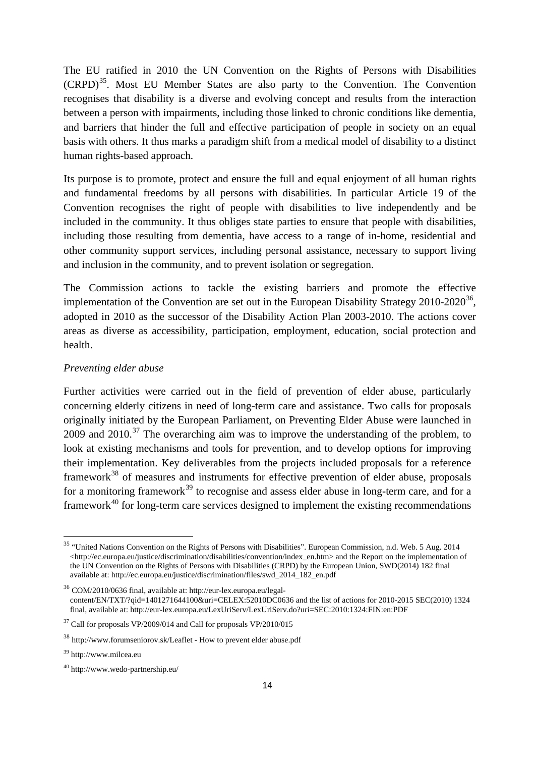The EU ratified in 2010 the UN Convention on the Rights of Persons with Disabilities (CRPD)[35]. Most EU Member States are also party to the Convention. The Convention recognises that disability is a diverse and evolving concept and results from the interaction between a person with impairments, including those linked to chronic conditions like dementia, and barriers that hinder the full and effective participation of people in society on an equal basis with others. It thus marks a paradigm shift from a medical model of disability to a distinct human rights-based approach.

Its purpose is to promote, protect and ensure the full and equal enjoyment of all human rights and fundamental freedoms by all persons with disabilities. In particular Article 19 of the Convention recognises the right of people with disabilities to live independently and be included in the community. It thus obliges state parties to ensure that people with disabilities, including those resulting from dementia, have access to a range of in-home, residential and other community support services, including personal assistance, necessary to support living and inclusion in the community, and to prevent isolation or segregation.

The Commission actions to tackle the existing barriers and promote the effective implementation of the Convention are set out in the European Disability Strategy 2010-2020[36], adopted in 2010 as the successor of the Disability Action Plan 2003-2010. The actions cover areas as diverse as accessibility, participation, employment, education, social protection and health.

*Preventing elder abuse*

Further activities were carried out in the field of prevention of elder abuse, particularly concerning elderly citizens in need of long-term care and assistance. Two calls for proposals originally initiated by the European Parliament, on Preventing Elder Abuse were launched in 2009 and 2010.[37] The overarching aim was to improve the understanding of the problem, to look at existing mechanisms and tools for prevention, and to develop options for improving their implementation. Key deliverables from the projects included proposals for a reference framework[38] of measures and instruments for effective prevention of elder abuse, proposals for a monitoring framework[39] to recognise and assess elder abuse in long-term care, and for a framework[40] for long-term care services designed to implement the existing recommendations

---

[35] "United Nations Convention on the Rights of Persons with Disabilities". European Commission, n.d. Web. 5 Aug. 2014 <http://ec.europa.eu/justice/discrimination/disabilities/convention/index_en.htm> and the Report on the implementation of the UN Convention on the Rights of Persons with Disabilities (CRPD) by the European Union, SWD(2014) 182 final available at: http://ec.europa.eu/justice/discrimination/files/swd_2014_182_en.pdf

[36] COM/2010/0636 final, available at: http://eur-lex.europa.eu/legal-content/EN/TXT/?qid=1401271644100&uri=CELEX:52010DC0636 and the list of actions for 2010-2015 SEC(2010) 1324 final, available at: http://eur-lex.europa.eu/LexUriServ/LexUriServ.do?uri=SEC:2010:1324:FIN:en:PDF

[37] Call for proposals VP/2009/014 and Call for proposals VP/2010/015

[38] http://www.forumseniorov.sk/Leaflet - How to prevent elder abuse.pdf

[39] http://www.milcea.eu

[40] http://www.wedo-partnership.eu/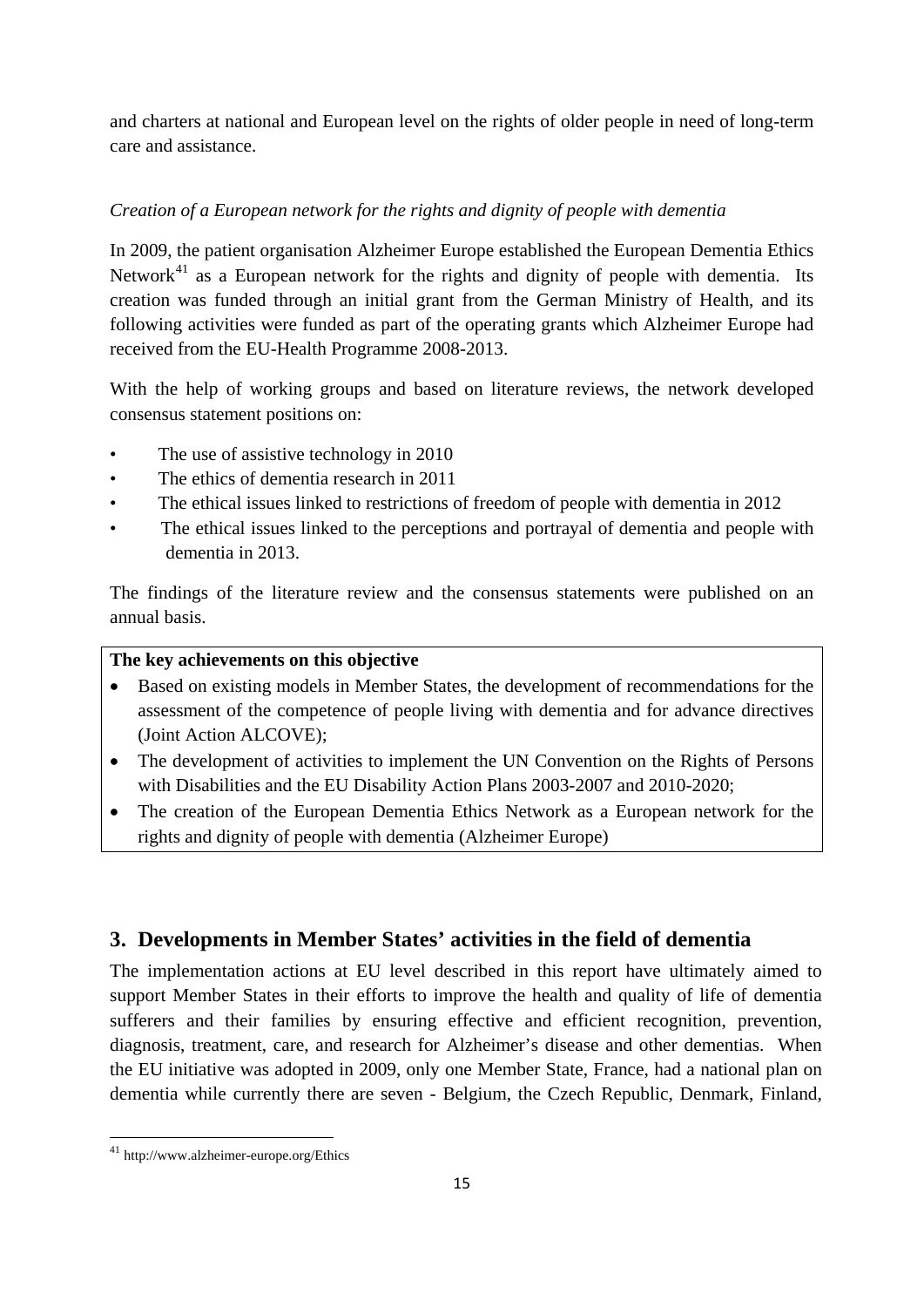and charters at national and European level on the rights of older people in need of long-term care and assistance.

*Creation of a European network for the rights and dignity of people with dementia*

In 2009, the patient organisation Alzheimer Europe established the European Dementia Ethics Network[41] as a European network for the rights and dignity of people with dementia. Its creation was funded through an initial grant from the German Ministry of Health, and its following activities were funded as part of the operating grants which Alzheimer Europe had received from the EU-Health Programme 2008-2013.

With the help of working groups and based on literature reviews, the network developed consensus statement positions on:

- The use of assistive technology in 2010
- The ethics of dementia research in 2011
- The ethical issues linked to restrictions of freedom of people with dementia in 2012
- The ethical issues linked to the perceptions and portrayal of dementia and people with dementia in 2013.

The findings of the literature review and the consensus statements were published on an annual basis.

**The key achievements on this objective**

- Based on existing models in Member States, the development of recommendations for the assessment of the competence of people living with dementia and for advance directives (Joint Action ALCOVE);
- The development of activities to implement the UN Convention on the Rights of Persons with Disabilities and the EU Disability Action Plans 2003-2007 and 2010-2020;
- The creation of the European Dementia Ethics Network as a European network for the rights and dignity of people with dementia (Alzheimer Europe)

## 3. Developments in Member States' activities in the field of dementia

The implementation actions at EU level described in this report have ultimately aimed to support Member States in their efforts to improve the health and quality of life of dementia sufferers and their families by ensuring effective and efficient recognition, prevention, diagnosis, treatment, care, and research for Alzheimer's disease and other dementias. When the EU initiative was adopted in 2009, only one Member State, France, had a national plan on dementia while currently there are seven - Belgium, the Czech Republic, Denmark, Finland,

[41] http://www.alzheimer-europe.org/Ethics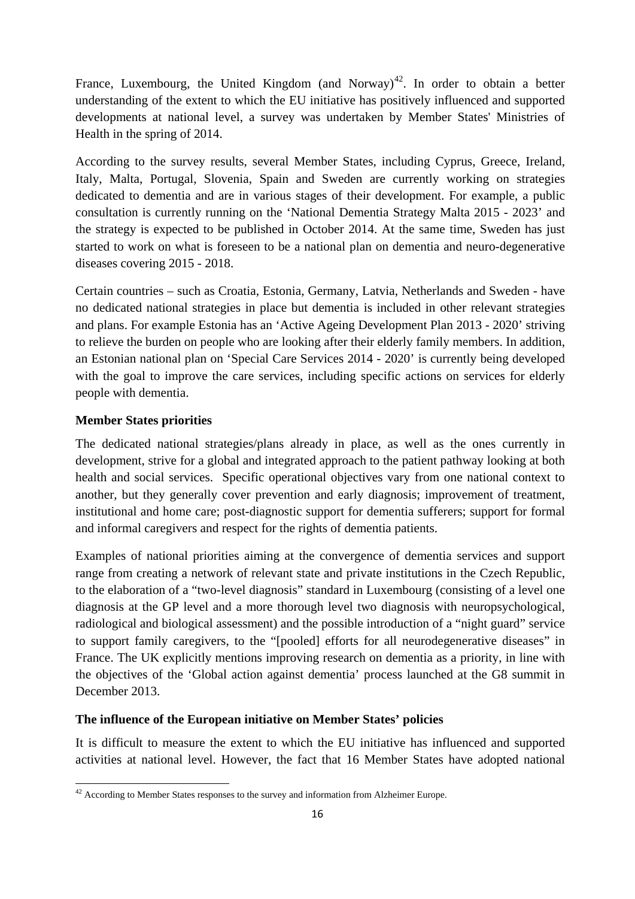France, Luxembourg, the United Kingdom (and Norway)[42]. In order to obtain a better understanding of the extent to which the EU initiative has positively influenced and supported developments at national level, a survey was undertaken by Member States' Ministries of Health in the spring of 2014.

According to the survey results, several Member States, including Cyprus, Greece, Ireland, Italy, Malta, Portugal, Slovenia, Spain and Sweden are currently working on strategies dedicated to dementia and are in various stages of their development. For example, a public consultation is currently running on the 'National Dementia Strategy Malta 2015 - 2023' and the strategy is expected to be published in October 2014. At the same time, Sweden has just started to work on what is foreseen to be a national plan on dementia and neuro-degenerative diseases covering 2015 - 2018.

Certain countries – such as Croatia, Estonia, Germany, Latvia, Netherlands and Sweden - have no dedicated national strategies in place but dementia is included in other relevant strategies and plans. For example Estonia has an 'Active Ageing Development Plan 2013 - 2020' striving to relieve the burden on people who are looking after their elderly family members. In addition, an Estonian national plan on 'Special Care Services 2014 - 2020' is currently being developed with the goal to improve the care services, including specific actions on services for elderly people with dementia.

**Member States priorities**

The dedicated national strategies/plans already in place, as well as the ones currently in development, strive for a global and integrated approach to the patient pathway looking at both health and social services. Specific operational objectives vary from one national context to another, but they generally cover prevention and early diagnosis; improvement of treatment, institutional and home care; post-diagnostic support for dementia sufferers; support for formal and informal caregivers and respect for the rights of dementia patients.

Examples of national priorities aiming at the convergence of dementia services and support range from creating a network of relevant state and private institutions in the Czech Republic, to the elaboration of a "two-level diagnosis" standard in Luxembourg (consisting of a level one diagnosis at the GP level and a more thorough level two diagnosis with neuropsychological, radiological and biological assessment) and the possible introduction of a "night guard" service to support family caregivers, to the "[pooled] efforts for all neurodegenerative diseases" in France. The UK explicitly mentions improving research on dementia as a priority, in line with the objectives of the 'Global action against dementia' process launched at the G8 summit in December 2013.

**The influence of the European initiative on Member States' policies**

It is difficult to measure the extent to which the EU initiative has influenced and supported activities at national level. However, the fact that 16 Member States have adopted national

[42] According to Member States responses to the survey and information from Alzheimer Europe.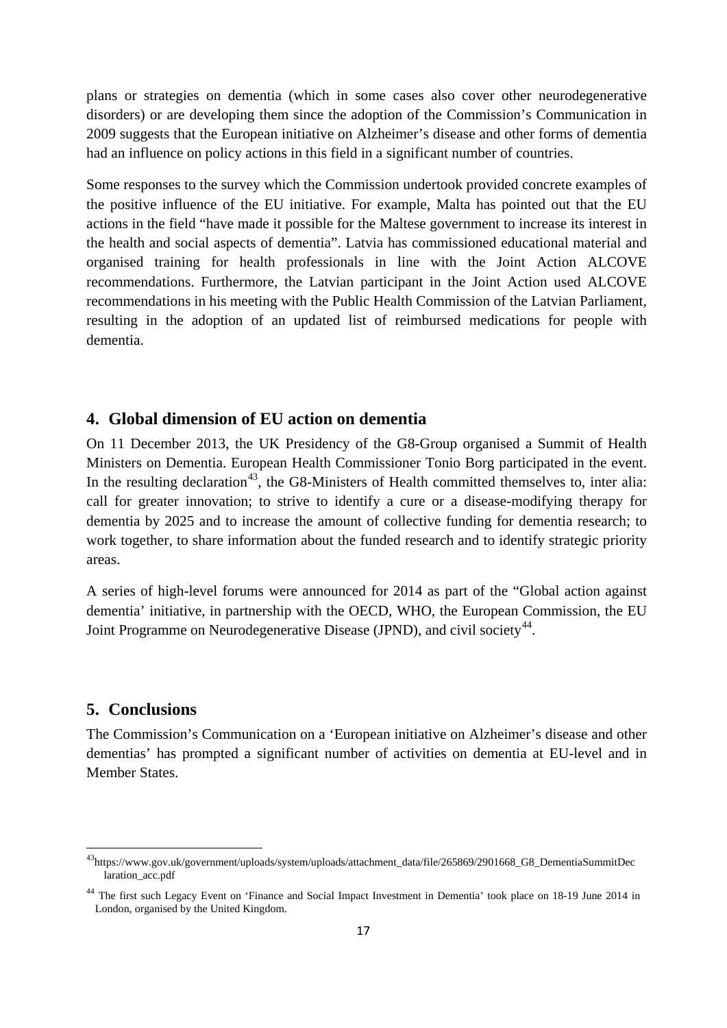plans or strategies on dementia (which in some cases also cover other neurodegenerative disorders) or are developing them since the adoption of the Commission's Communication in 2009 suggests that the European initiative on Alzheimer's disease and other forms of dementia had an influence on policy actions in this field in a significant number of countries.

Some responses to the survey which the Commission undertook provided concrete examples of the positive influence of the EU initiative. For example, Malta has pointed out that the EU actions in the field "have made it possible for the Maltese government to increase its interest in the health and social aspects of dementia". Latvia has commissioned educational material and organised training for health professionals in line with the Joint Action ALCOVE recommendations. Furthermore, the Latvian participant in the Joint Action used ALCOVE recommendations in his meeting with the Public Health Commission of the Latvian Parliament, resulting in the adoption of an updated list of reimbursed medications for people with dementia.

## 4. Global dimension of EU action on dementia

On 11 December 2013, the UK Presidency of the G8-Group organised a Summit of Health Ministers on Dementia. European Health Commissioner Tonio Borg participated in the event. In the resulting declaration[43], the G8-Ministers of Health committed themselves to, inter alia: call for greater innovation; to strive to identify a cure or a disease-modifying therapy for dementia by 2025 and to increase the amount of collective funding for dementia research; to work together, to share information about the funded research and to identify strategic priority areas.

A series of high-level forums were announced for 2014 as part of the "Global action against dementia' initiative, in partnership with the OECD, WHO, the European Commission, the EU Joint Programme on Neurodegenerative Disease (JPND), and civil society[44].

## 5. Conclusions

The Commission's Communication on a 'European initiative on Alzheimer's disease and other dementias' has prompted a significant number of activities on dementia at EU-level and in Member States.

---

[43] https://www.gov.uk/government/uploads/system/uploads/attachment_data/file/265869/2901668_G8_DementiaSummitDeclaration_acc.pdf

[44] The first such Legacy Event on 'Finance and Social Impact Investment in Dementia' took place on 18-19 June 2014 in London, organised by the United Kingdom.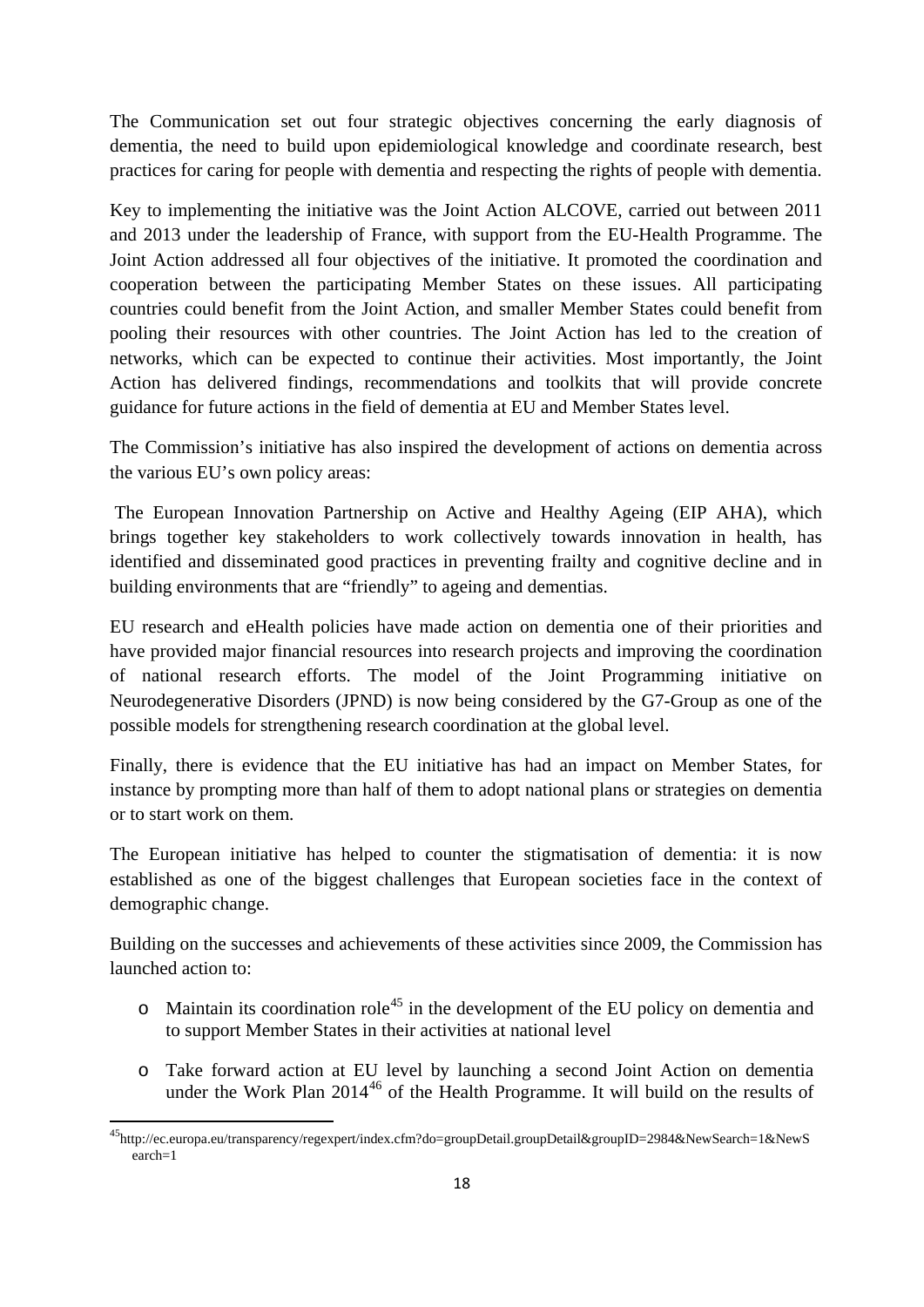The Communication set out four strategic objectives concerning the early diagnosis of dementia, the need to build upon epidemiological knowledge and coordinate research, best practices for caring for people with dementia and respecting the rights of people with dementia.

Key to implementing the initiative was the Joint Action ALCOVE, carried out between 2011 and 2013 under the leadership of France, with support from the EU-Health Programme. The Joint Action addressed all four objectives of the initiative. It promoted the coordination and cooperation between the participating Member States on these issues. All participating countries could benefit from the Joint Action, and smaller Member States could benefit from pooling their resources with other countries. The Joint Action has led to the creation of networks, which can be expected to continue their activities. Most importantly, the Joint Action has delivered findings, recommendations and toolkits that will provide concrete guidance for future actions in the field of dementia at EU and Member States level.

The Commission's initiative has also inspired the development of actions on dementia across the various EU's own policy areas:

The European Innovation Partnership on Active and Healthy Ageing (EIP AHA), which brings together key stakeholders to work collectively towards innovation in health, has identified and disseminated good practices in preventing frailty and cognitive decline and in building environments that are "friendly" to ageing and dementias.

EU research and eHealth policies have made action on dementia one of their priorities and have provided major financial resources into research projects and improving the coordination of national research efforts. The model of the Joint Programming initiative on Neurodegenerative Disorders (JPND) is now being considered by the G7-Group as one of the possible models for strengthening research coordination at the global level.

Finally, there is evidence that the EU initiative has had an impact on Member States, for instance by prompting more than half of them to adopt national plans or strategies on dementia or to start work on them.

The European initiative has helped to counter the stigmatisation of dementia: it is now established as one of the biggest challenges that European societies face in the context of demographic change.

Building on the successes and achievements of these activities since 2009, the Commission has launched action to:

- Maintain its coordination role[45] in the development of the EU policy on dementia and to support Member States in their activities at national level
- Take forward action at EU level by launching a second Joint Action on dementia under the Work Plan 2014[46] of the Health Programme. It will build on the results of

[45] http://ec.europa.eu/transparency/regexpert/index.cfm?do=groupDetail.groupDetail&groupID=2984&NewSearch=1&NewSearch=1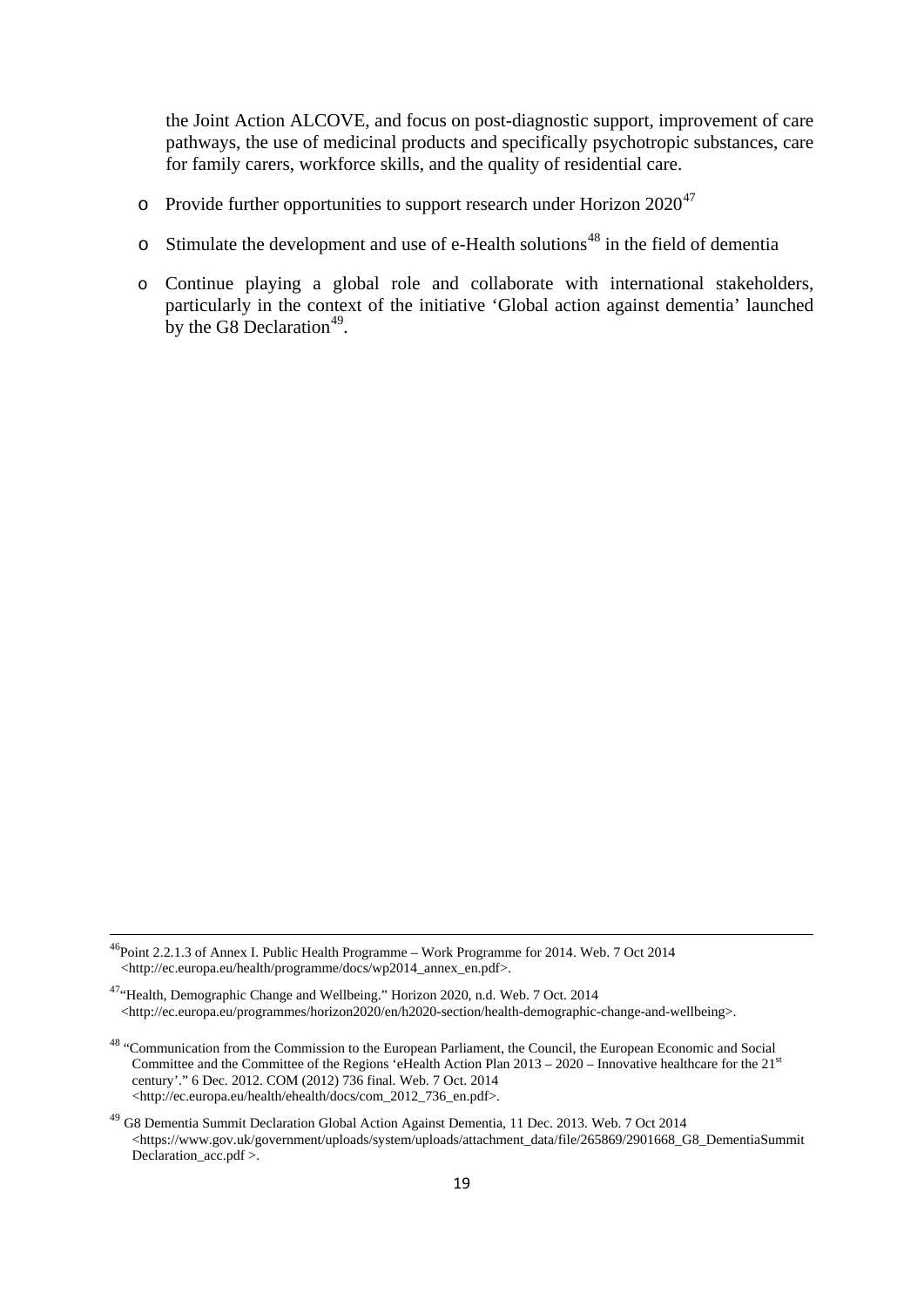the Joint Action ALCOVE, and focus on post-diagnostic support, improvement of care pathways, the use of medicinal products and specifically psychotropic substances, care for family carers, workforce skills, and the quality of residential care.

- Provide further opportunities to support research under Horizon 2020[47]
- Stimulate the development and use of e-Health solutions[48] in the field of dementia
- Continue playing a global role and collaborate with international stakeholders, particularly in the context of the initiative 'Global action against dementia' launched by the G8 Declaration[49].

---

[46] Point 2.2.1.3 of Annex I. Public Health Programme – Work Programme for 2014. Web. 7 Oct 2014 <http://ec.europa.eu/health/programme/docs/wp2014_annex_en.pdf>.

[47] "Health, Demographic Change and Wellbeing." Horizon 2020, n.d. Web. 7 Oct. 2014 <http://ec.europa.eu/programmes/horizon2020/en/h2020-section/health-demographic-change-and-wellbeing>.

[48] "Communication from the Commission to the European Parliament, the Council, the European Economic and Social Committee and the Committee of the Regions 'eHealth Action Plan 2013 – 2020 – Innovative healthcare for the 21st century'." 6 Dec. 2012. COM (2012) 736 final. Web. 7 Oct. 2014 <http://ec.europa.eu/health/ehealth/docs/com_2012_736_en.pdf>.

[49] G8 Dementia Summit Declaration Global Action Against Dementia, 11 Dec. 2013. Web. 7 Oct 2014 <https://www.gov.uk/government/uploads/system/uploads/attachment_data/file/265869/2901668_G8_DementiaSummitDeclaration_acc.pdf >.